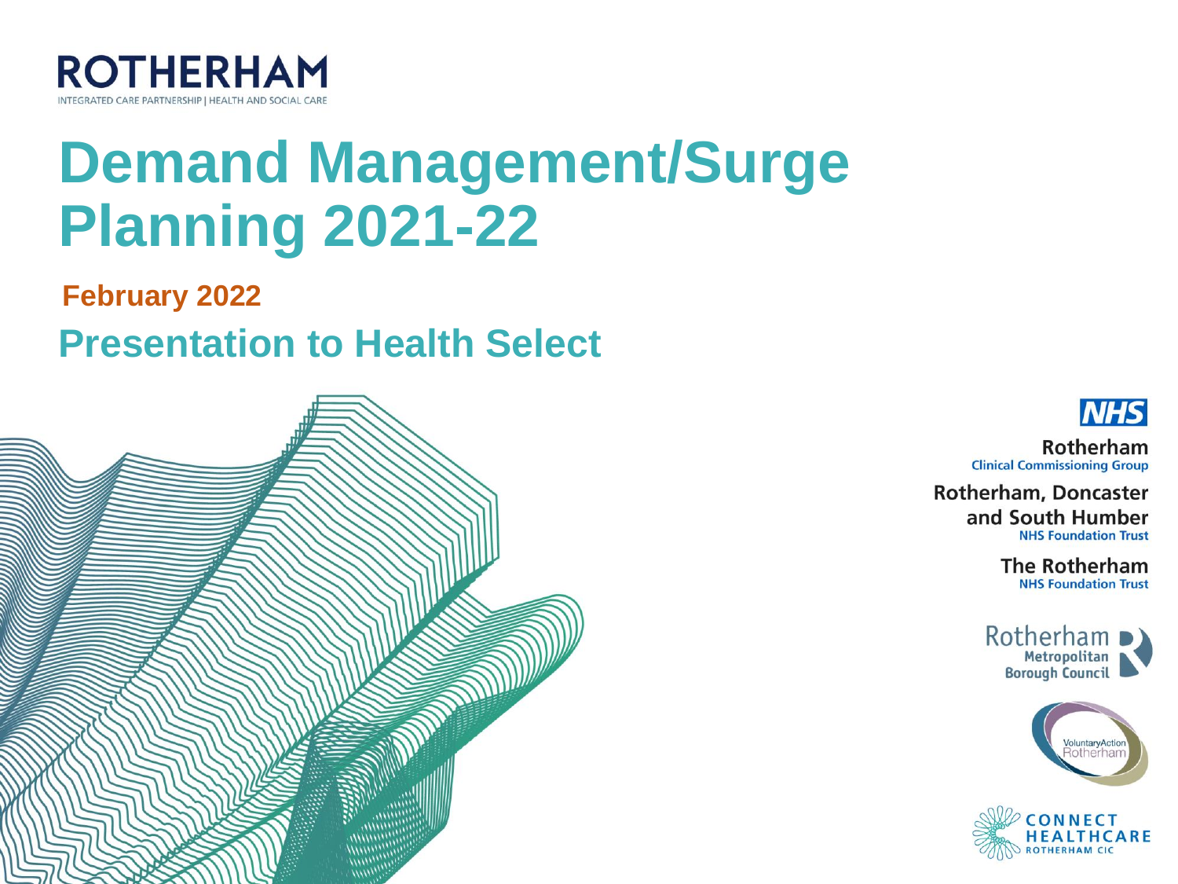ROTHERHAM

INTEGRATED CARE PARTNERSHIP | HEALTH AND SOCIAL CARE

# Demand Management/Surge Planning 2021-22

**February 2022**

## Presentation to Health Select

NHS

Rotherham
Clinical Commissioning Group

Rotherham, Doncaster and South Humber
NHS Foundation Trust

The Rotherham
NHS Foundation Trust

Rotherham Metropolitan Borough Council

VoluntaryAction Rotherham

CONNECT HEALTHCARE ROTHERHAM CIC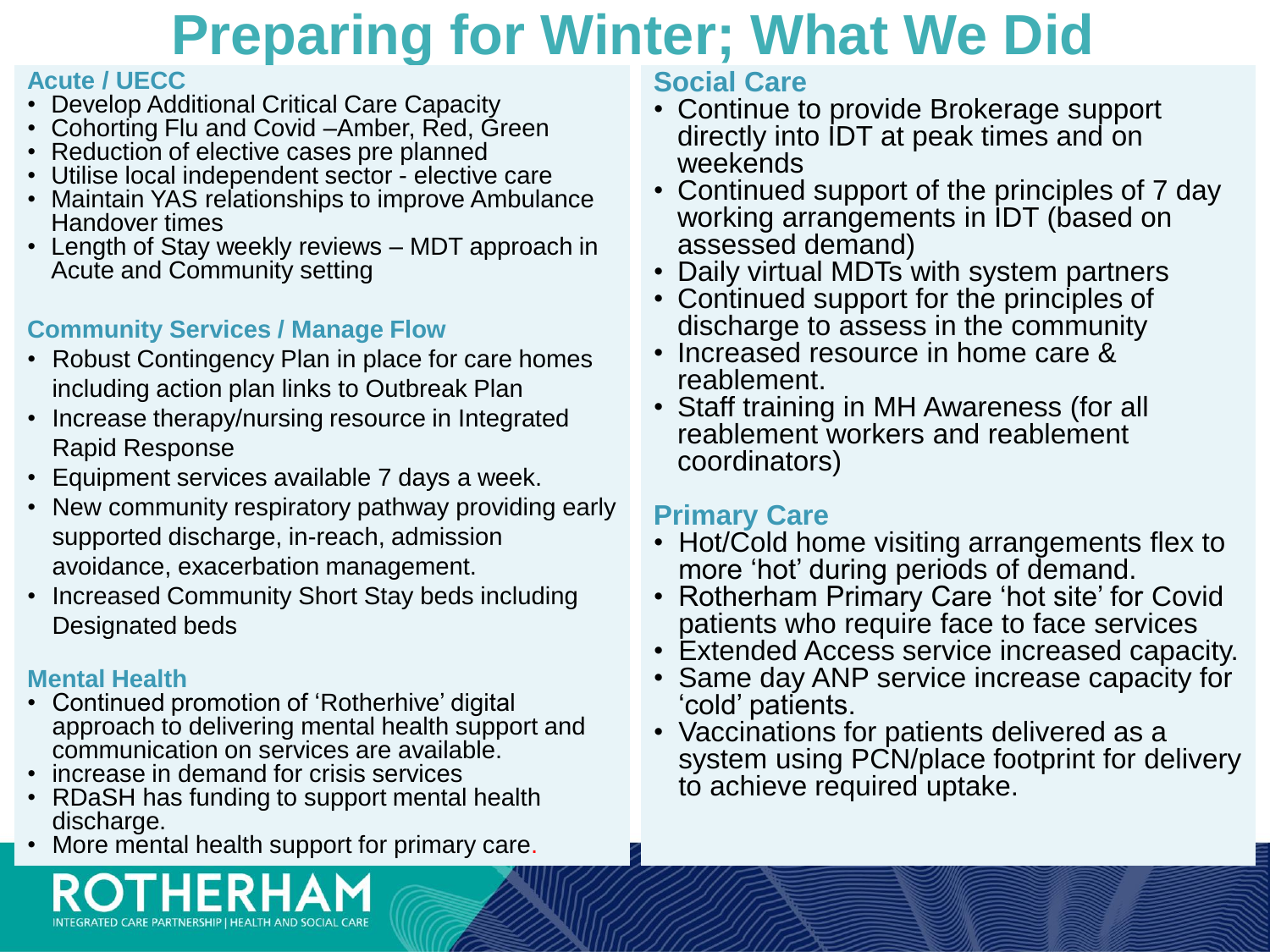# Preparing for Winter; What We Did

## Acute / UECC

- Develop Additional Critical Care Capacity
- Cohorting Flu and Covid –Amber, Red, Green
- Reduction of elective cases pre planned
- Utilise local independent sector - elective care
- Maintain YAS relationships to improve Ambulance Handover times
- Length of Stay weekly reviews – MDT approach in Acute and Community setting

## Community Services / Manage Flow

- Robust Contingency Plan in place for care homes including action plan links to Outbreak Plan
- Increase therapy/nursing resource in Integrated Rapid Response
- Equipment services available 7 days a week.
- New community respiratory pathway providing early supported discharge, in-reach, admission avoidance, exacerbation management.
- Increased Community Short Stay beds including Designated beds

## Mental Health

- Continued promotion of 'Rotherhive' digital approach to delivering mental health support and communication on services are available.
- increase in demand for crisis services
- RDaSH has funding to support mental health discharge.
- More mental health support for primary care.

## Social Care

- Continue to provide Brokerage support directly into IDT at peak times and on weekends
- Continued support of the principles of 7 day working arrangements in IDT (based on assessed demand)
- Daily virtual MDTs with system partners
- Continued support for the principles of discharge to assess in the community
- Increased resource in home care & reablement.
- Staff training in MH Awareness (for all reablement workers and reablement coordinators)

## Primary Care

- Hot/Cold home visiting arrangements flex to more 'hot' during periods of demand.
- Rotherham Primary Care 'hot site' for Covid patients who require face to face services
- Extended Access service increased capacity.
- Same day ANP service increase capacity for 'cold' patients.
- Vaccinations for patients delivered as a system using PCN/place footprint for delivery to achieve required uptake.

ROTHERHAM
INTEGRATED CARE PARTNERSHIP | HEALTH AND SOCIAL CARE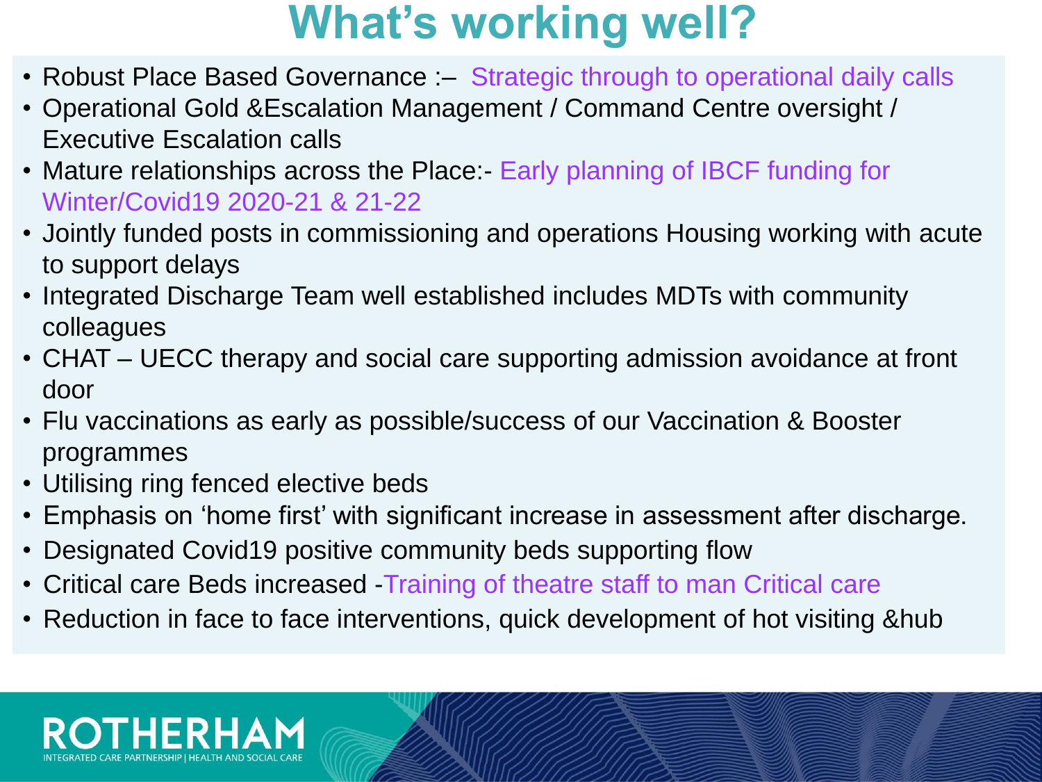# What's working well?

- Robust Place Based Governance :– Strategic through to operational daily calls
- Operational Gold &Escalation Management / Command Centre oversight / Executive Escalation calls
- Mature relationships across the Place:- Early planning of IBCF funding for Winter/Covid19 2020-21 & 21-22
- Jointly funded posts in commissioning and operations Housing working with acute to support delays
- Integrated Discharge Team well established includes MDTs with community colleagues
- CHAT – UECC therapy and social care supporting admission avoidance at front door
- Flu vaccinations as early as possible/success of our Vaccination & Booster programmes
- Utilising ring fenced elective beds
- Emphasis on 'home first' with significant increase in assessment after discharge.
- Designated Covid19 positive community beds supporting flow
- Critical care Beds increased -Training of theatre staff to man Critical care
- Reduction in face to face interventions, quick development of hot visiting &hub

ROTHERHAM
INTEGRATED CARE PARTNERSHIP | HEALTH AND SOCIAL CARE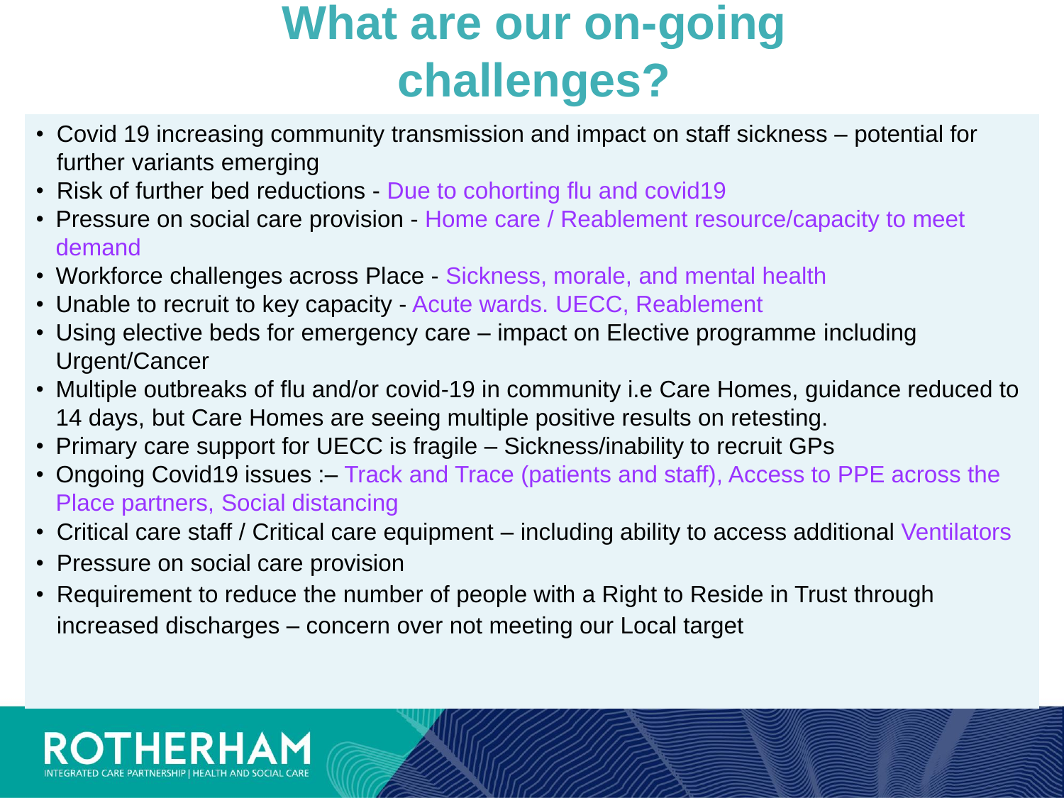# What are our on-going challenges?

- Covid 19 increasing community transmission and impact on staff sickness – potential for further variants emerging
- Risk of further bed reductions - Due to cohorting flu and covid19
- Pressure on social care provision - Home care / Reablement resource/capacity to meet demand
- Workforce challenges across Place - Sickness, morale, and mental health
- Unable to recruit to key capacity - Acute wards. UECC, Reablement
- Using elective beds for emergency care – impact on Elective programme including Urgent/Cancer
- Multiple outbreaks of flu and/or covid-19 in community i.e Care Homes, guidance reduced to 14 days, but Care Homes are seeing multiple positive results on retesting.
- Primary care support for UECC is fragile – Sickness/inability to recruit GPs
- Ongoing Covid19 issues :– Track and Trace (patients and staff), Access to PPE across the Place partners, Social distancing
- Critical care staff / Critical care equipment – including ability to access additional Ventilators
- Pressure on social care provision
- Requirement to reduce the number of people with a Right to Reside in Trust through increased discharges – concern over not meeting our Local target

ROTHERHAM
INTEGRATED CARE PARTNERSHIP | HEALTH AND SOCIAL CARE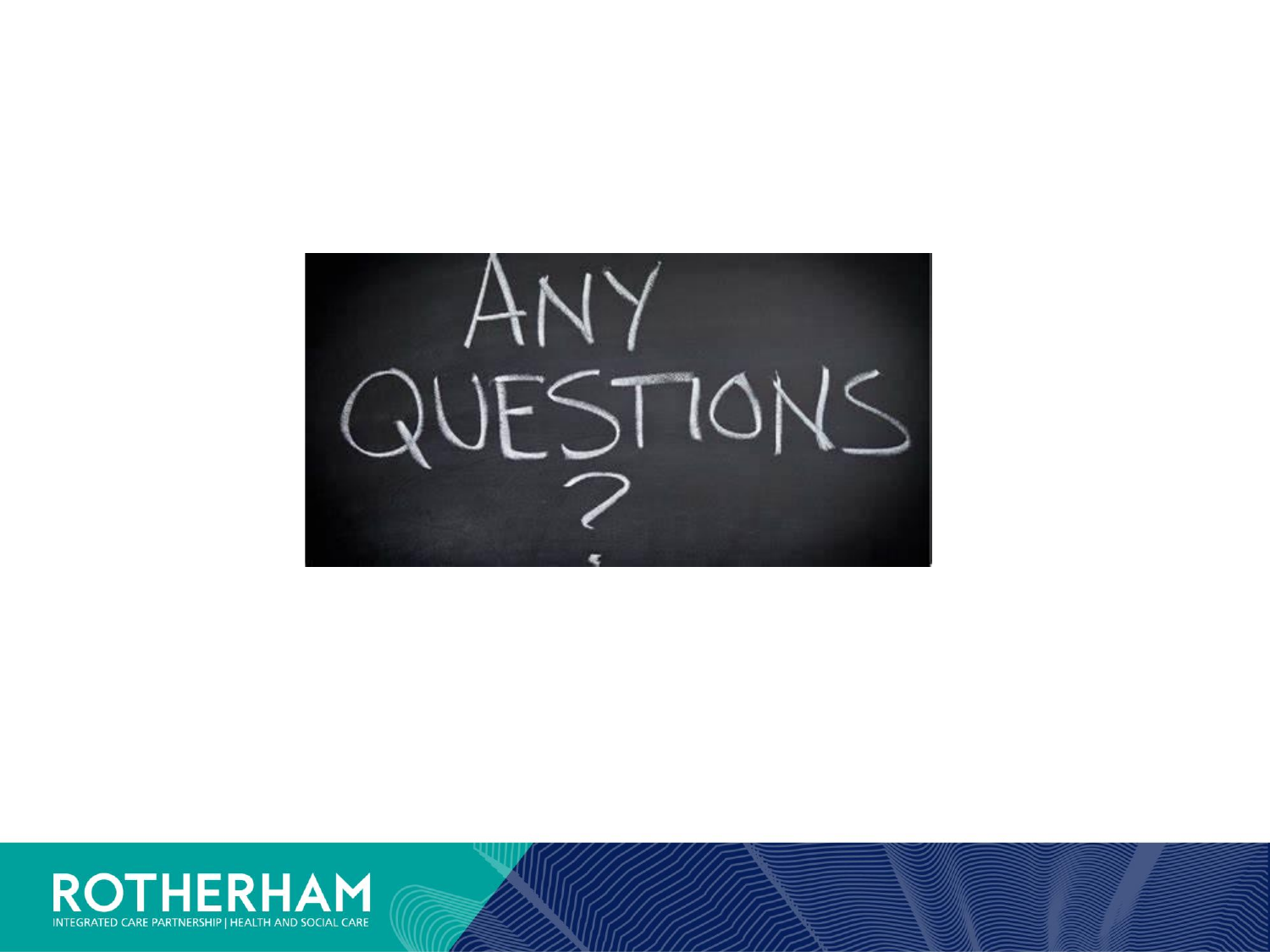ANY QUESTIONS ?